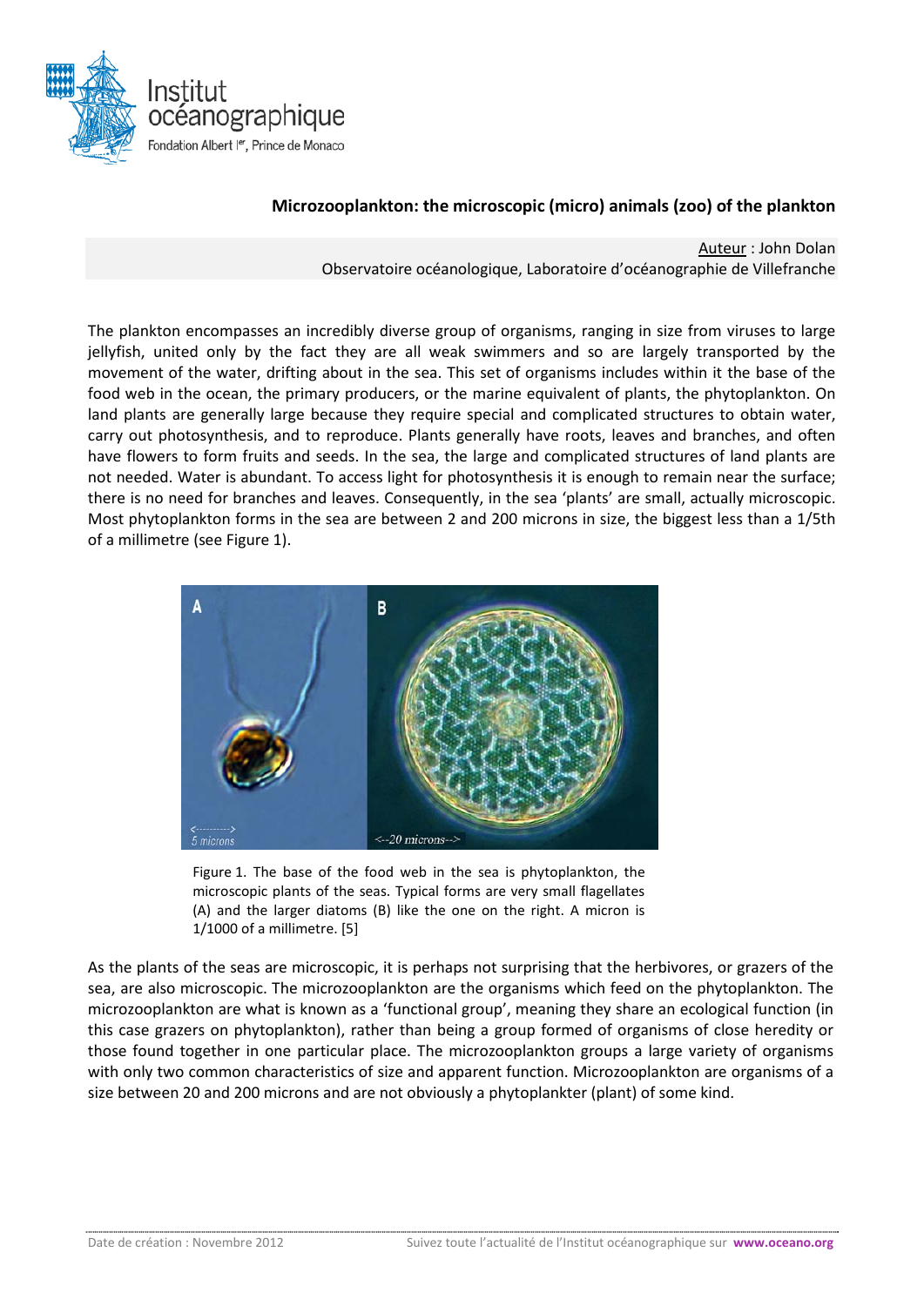Institut océanographique
Fondation Albert Ier, Prince de Monaco

# Microzooplankton: the microscopic (micro) animals (zoo) of the plankton

Auteur : John Dolan
Observatoire océanologique, Laboratoire d'océanographie de Villefranche

The plankton encompasses an incredibly diverse group of organisms, ranging in size from viruses to large jellyfish, united only by the fact they are all weak swimmers and so are largely transported by the movement of the water, drifting about in the sea. This set of organisms includes within it the base of the food web in the ocean, the primary producers, or the marine equivalent of plants, the phytoplankton. On land plants are generally large because they require special and complicated structures to obtain water, carry out photosynthesis, and to reproduce. Plants generally have roots, leaves and branches, and often have flowers to form fruits and seeds. In the sea, the large and complicated structures of land plants are not needed. Water is abundant. To access light for photosynthesis it is enough to remain near the surface; there is no need for branches and leaves. Consequently, in the sea 'plants' are small, actually microscopic. Most phytoplankton forms in the sea are between 2 and 200 microns in size, the biggest less than a 1/5th of a millimetre (see Figure 1).

A
B
<---------> 5 microns
<--20 microns-->

Figure 1. The base of the food web in the sea is phytoplankton, the microscopic plants of the seas. Typical forms are very small flagellates (A) and the larger diatoms (B) like the one on the right. A micron is 1/1000 of a millimetre. [5]

As the plants of the seas are microscopic, it is perhaps not surprising that the herbivores, or grazers of the sea, are also microscopic. The microzooplankton are the organisms which feed on the phytoplankton. The microzooplankton are what is known as a 'functional group', meaning they share an ecological function (in this case grazers on phytoplankton), rather than being a group formed of organisms of close heredity or those found together in one particular place. The microzooplankton groups a large variety of organisms with only two common characteristics of size and apparent function. Microzooplankton are organisms of a size between 20 and 200 microns and are not obviously a phytoplankter (plant) of some kind.

Date de création : Novembre 2012 Suivez toute l'actualité de l'Institut océanographique sur www.oceano.org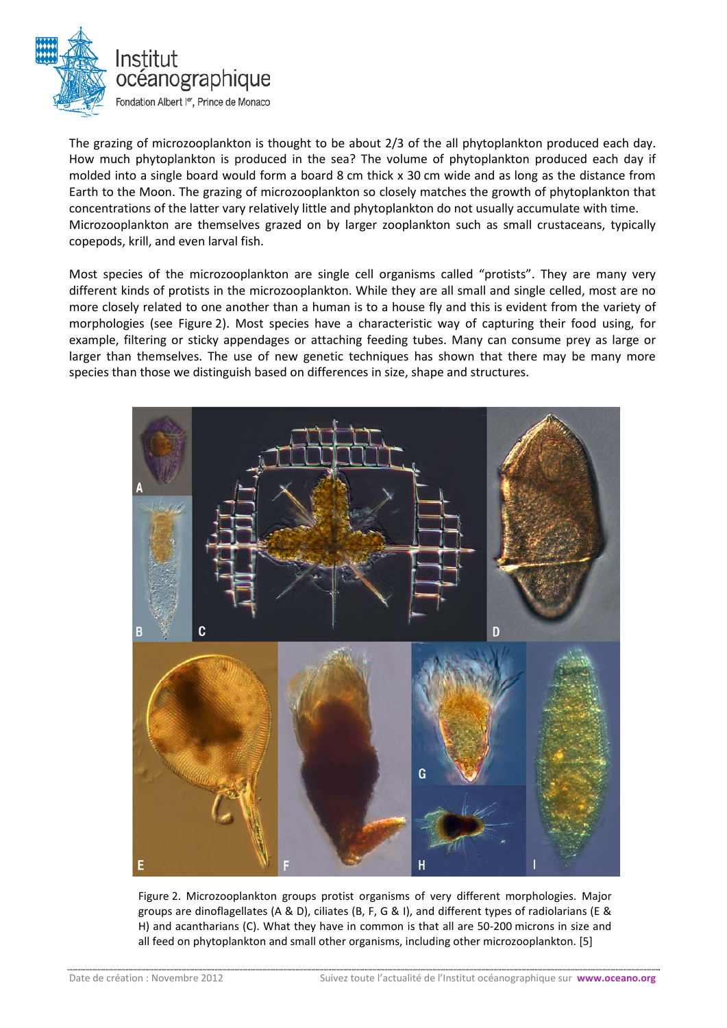The grazing of microzooplankton is thought to be about 2/3 of the all phytoplankton produced each day. How much phytoplankton is produced in the sea? The volume of phytoplankton produced each day if molded into a single board would form a board 8 cm thick x 30 cm wide and as long as the distance from Earth to the Moon. The grazing of microzooplankton so closely matches the growth of phytoplankton that concentrations of the latter vary relatively little and phytoplankton do not usually accumulate with time. Microzooplankton are themselves grazed on by larger zooplankton such as small crustaceans, typically copepods, krill, and even larval fish.

Most species of the microzooplankton are single cell organisms called "protists". They are many very different kinds of protists in the microzooplankton. While they are all small and single celled, most are no more closely related to one another than a human is to a house fly and this is evident from the variety of morphologies (see Figure 2). Most species have a characteristic way of capturing their food using, for example, filtering or sticky appendages or attaching feeding tubes. Many can consume prey as large or larger than themselves. The use of new genetic techniques has shown that there may be many more species than those we distinguish based on differences in size, shape and structures.

Figure 2. Microzooplankton groups protist organisms of very different morphologies. Major groups are dinoflagellates (A & D), ciliates (B, F, G & I), and different types of radiolarians (E & H) and acantharians (C). What they have in common is that all are 50-200 microns in size and all feed on phytoplankton and small other organisms, including other microzooplankton. [5]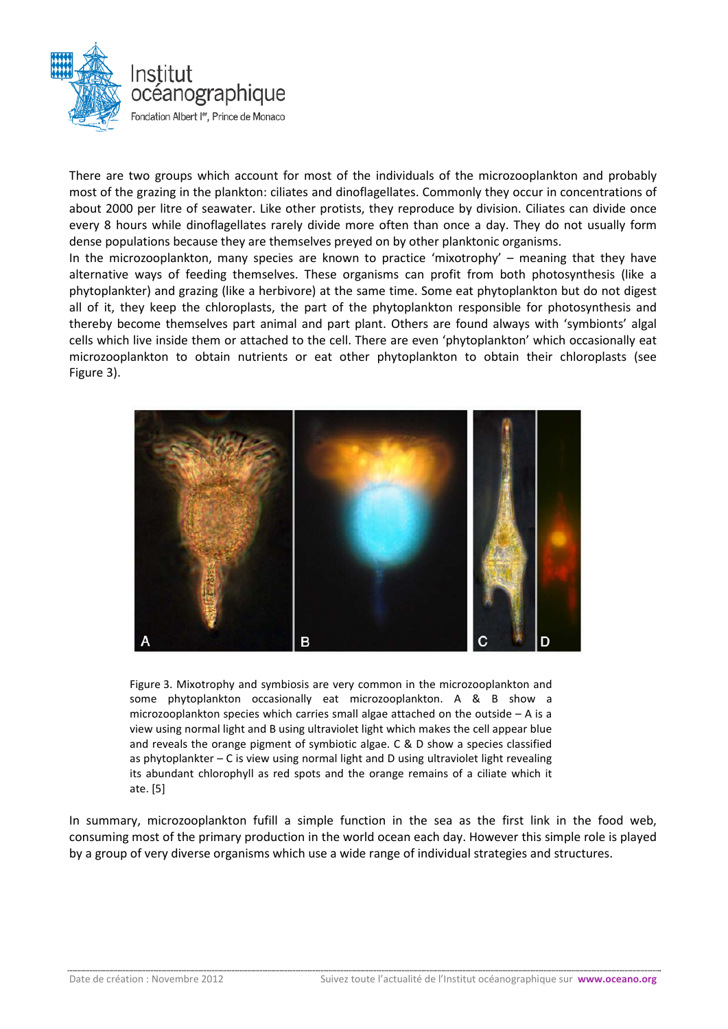There are two groups which account for most of the individuals of the microzooplankton and probably most of the grazing in the plankton: ciliates and dinoflagellates. Commonly they occur in concentrations of about 2000 per litre of seawater. Like other protists, they reproduce by division. Ciliates can divide once every 8 hours while dinoflagellates rarely divide more often than once a day. They do not usually form dense populations because they are themselves preyed on by other planktonic organisms.

In the microzooplankton, many species are known to practice 'mixotrophy' – meaning that they have alternative ways of feeding themselves. These organisms can profit from both photosynthesis (like a phytoplankter) and grazing (like a herbivore) at the same time. Some eat phytoplankton but do not digest all of it, they keep the chloroplasts, the part of the phytoplankton responsible for photosynthesis and thereby become themselves part animal and part plant. Others are found always with 'symbionts' algal cells which live inside them or attached to the cell. There are even 'phytoplankton' which occasionally eat microzooplankton to obtain nutrients or eat other phytoplankton to obtain their chloroplasts (see Figure 3).

A

B

C

D

Figure 3. Mixotrophy and symbiosis are very common in the microzooplankton and some phytoplankton occasionally eat microzooplankton. A & B show a microzooplankton species which carries small algae attached on the outside – A is a view using normal light and B using ultraviolet light which makes the cell appear blue and reveals the orange pigment of symbiotic algae. C & D show a species classified as phytoplankter – C is view using normal light and D using ultraviolet light revealing its abundant chlorophyll as red spots and the orange remains of a ciliate which it ate. [5]

In summary, microzooplankton fufill a simple function in the sea as the first link in the food web, consuming most of the primary production in the world ocean each day. However this simple role is played by a group of very diverse organisms which use a wide range of individual strategies and structures.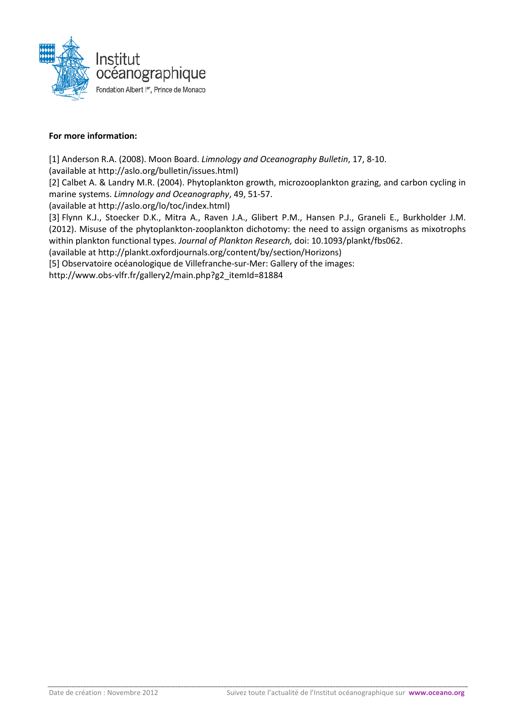**For more information:**

[1] Anderson R.A. (2008). Moon Board. *Limnology and Oceanography Bulletin*, 17, 8-10.
(available at http://aslo.org/bulletin/issues.html)

[2] Calbet A. & Landry M.R. (2004). Phytoplankton growth, microzooplankton grazing, and carbon cycling in marine systems. *Limnology and Oceanography*, 49, 51-57.
(available at http://aslo.org/lo/toc/index.html)

[3] Flynn K.J., Stoecker D.K., Mitra A., Raven J.A., Glibert P.M., Hansen P.J., Graneli E., Burkholder J.M. (2012). Misuse of the phytoplankton-zooplankton dichotomy: the need to assign organisms as mixotrophs within plankton functional types. *Journal of Plankton Research,* doi: 10.1093/plankt/fbs062.
(available at http://plankt.oxfordjournals.org/content/by/section/Horizons)

[5] Observatoire océanologique de Villefranche-sur-Mer: Gallery of the images:
http://www.obs-vlfr.fr/gallery2/main.php?g2_itemId=81884